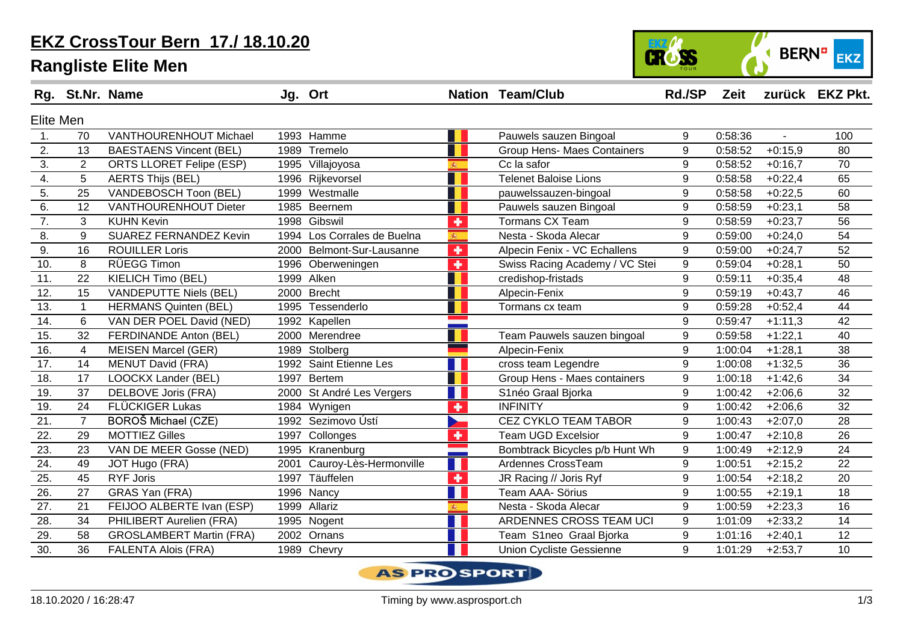# EKZ CrossTour Bern 17./ 18.10.20

## Rangliste Elite Men

| Rg. | St.Nr. | Name | Jg. | Ort | Nation | Team/Club | Rd./SP | Zeit | zurück | EKZ Pkt. |
|---|---|---|---|---|---|---|---|---|---|---|
| Elite Men | | | | | | | | | | |
| 1. | 70 | VANTHOURENHOUT Michael | 1993 | Hamme | | Pauwels sauzen Bingoal | 9 | 0:58:36 | - | 100 |
| 2. | 13 | BAESTAENS Vincent (BEL) | 1989 | Tremelo | | Group Hens- Maes Containers | 9 | 0:58:52 | +0:15,9 | 80 |
| 3. | 2 | ORTS LLORET Felipe (ESP) | 1995 | Villajoyosa | | Cc la safor | 9 | 0:58:52 | +0:16,7 | 70 |
| 4. | 5 | AERTS Thijs (BEL) | 1996 | Rijkevorsel | | Telenet Baloise Lions | 9 | 0:58:58 | +0:22,4 | 65 |
| 5. | 25 | VANDEBOSCH Toon (BEL) | 1999 | Westmalle | | pauwelssauzen-bingoal | 9 | 0:58:58 | +0:22,5 | 60 |
| 6. | 12 | VANTHOURENHOUT Dieter | 1985 | Beernem | | Pauwels sauzen Bingoal | 9 | 0:58:59 | +0:23,1 | 58 |
| 7. | 3 | KUHN Kevin | 1998 | Gibswil | | Tormans CX Team | 9 | 0:58:59 | +0:23,7 | 56 |
| 8. | 9 | SUAREZ FERNANDEZ Kevin | 1994 | Los Corrales de Buelna | | Nesta - Skoda Alecar | 9 | 0:59:00 | +0:24,0 | 54 |
| 9. | 16 | ROUILLER Loris | 2000 | Belmont-Sur-Lausanne | | Alpecin Fenix - VC Echallens | 9 | 0:59:00 | +0:24,7 | 52 |
| 10. | 8 | RÜEGG Timon | 1996 | Oberweningen | | Swiss Racing Academy / VC Stei | 9 | 0:59:04 | +0:28,1 | 50 |
| 11. | 22 | KIELICH Timo (BEL) | 1999 | Alken | | credishop-fristads | 9 | 0:59:11 | +0:35,4 | 48 |
| 12. | 15 | VANDEPUTTE Niels (BEL) | 2000 | Brecht | | Alpecin-Fenix | 9 | 0:59:19 | +0:43,7 | 46 |
| 13. | 1 | HERMANS Quinten (BEL) | 1995 | Tessenderlo | | Tormans cx team | 9 | 0:59:28 | +0:52,4 | 44 |
| 14. | 6 | VAN DER POEL David (NED) | 1992 | Kapellen | | | 9 | 0:59:47 | +1:11,3 | 42 |
| 15. | 32 | FERDINANDE Anton (BEL) | 2000 | Merendree | | Team Pauwels sauzen bingoal | 9 | 0:59:58 | +1:22,1 | 40 |
| 16. | 4 | MEISEN Marcel (GER) | 1989 | Stolberg | | Alpecin-Fenix | 9 | 1:00:04 | +1:28,1 | 38 |
| 17. | 14 | MENUT David (FRA) | 1992 | Saint Etienne Les | | cross team Legendre | 9 | 1:00:08 | +1:32,5 | 36 |
| 18. | 17 | LOOCKX Lander (BEL) | 1997 | Bertem | | Group Hens - Maes containers | 9 | 1:00:18 | +1:42,6 | 34 |
| 19. | 37 | DELBOVE Joris (FRA) | 2000 | St André Les Vergers | | S1néo Graal Bjorka | 9 | 1:00:42 | +2:06,6 | 32 |
| 19. | 24 | FLÜCKIGER Lukas | 1984 | Wynigen | | INFINITY | 9 | 1:00:42 | +2:06,6 | 32 |
| 21. | 7 | BOROŠ Michael (CZE) | 1992 | Sezimovo Ústí | | CEZ CYKLO TEAM TABOR | 9 | 1:00:43 | +2:07,0 | 28 |
| 22. | 29 | MOTTIEZ Gilles | 1997 | Collonges | | Team UGD Excelsior | 9 | 1:00:47 | +2:10,8 | 26 |
| 23. | 23 | VAN DE MEER Gosse (NED) | 1995 | Kranenburg | | Bombtrack Bicycles p/b Hunt Wh | 9 | 1:00:49 | +2:12,9 | 24 |
| 24. | 49 | JOT Hugo (FRA) | 2001 | Cauroy-Lès-Hermonville | | Ardennes CrossTeam | 9 | 1:00:51 | +2:15,2 | 22 |
| 25. | 45 | RYF Joris | 1997 | Täuffelen | | JR Racing // Joris Ryf | 9 | 1:00:54 | +2:18,2 | 20 |
| 26. | 27 | GRAS Yan (FRA) | 1996 | Nancy | | Team AAA- Sörius | 9 | 1:00:55 | +2:19,1 | 18 |
| 27. | 21 | FEIJOO ALBERTE Ivan (ESP) | 1999 | Allariz | | Nesta - Skoda Alecar | 9 | 1:00:59 | +2:23,3 | 16 |
| 28. | 34 | PHILIBERT Aurelien (FRA) | 1995 | Nogent | | ARDENNES CROSS TEAM UCI | 9 | 1:01:09 | +2:33,2 | 14 |
| 29. | 58 | GROSLAMBERT Martin (FRA) | 2002 | Ornans | | Team S1neo Graal Bjorka | 9 | 1:01:16 | +2:40,1 | 12 |
| 30. | 36 | FALENTA Alois (FRA) | 1989 | Chevry | | Union Cycliste Gessienne | 9 | 1:01:29 | +2:53,7 | 10 |

18.10.2020 / 16:28:47 Timing by www.asprosport.ch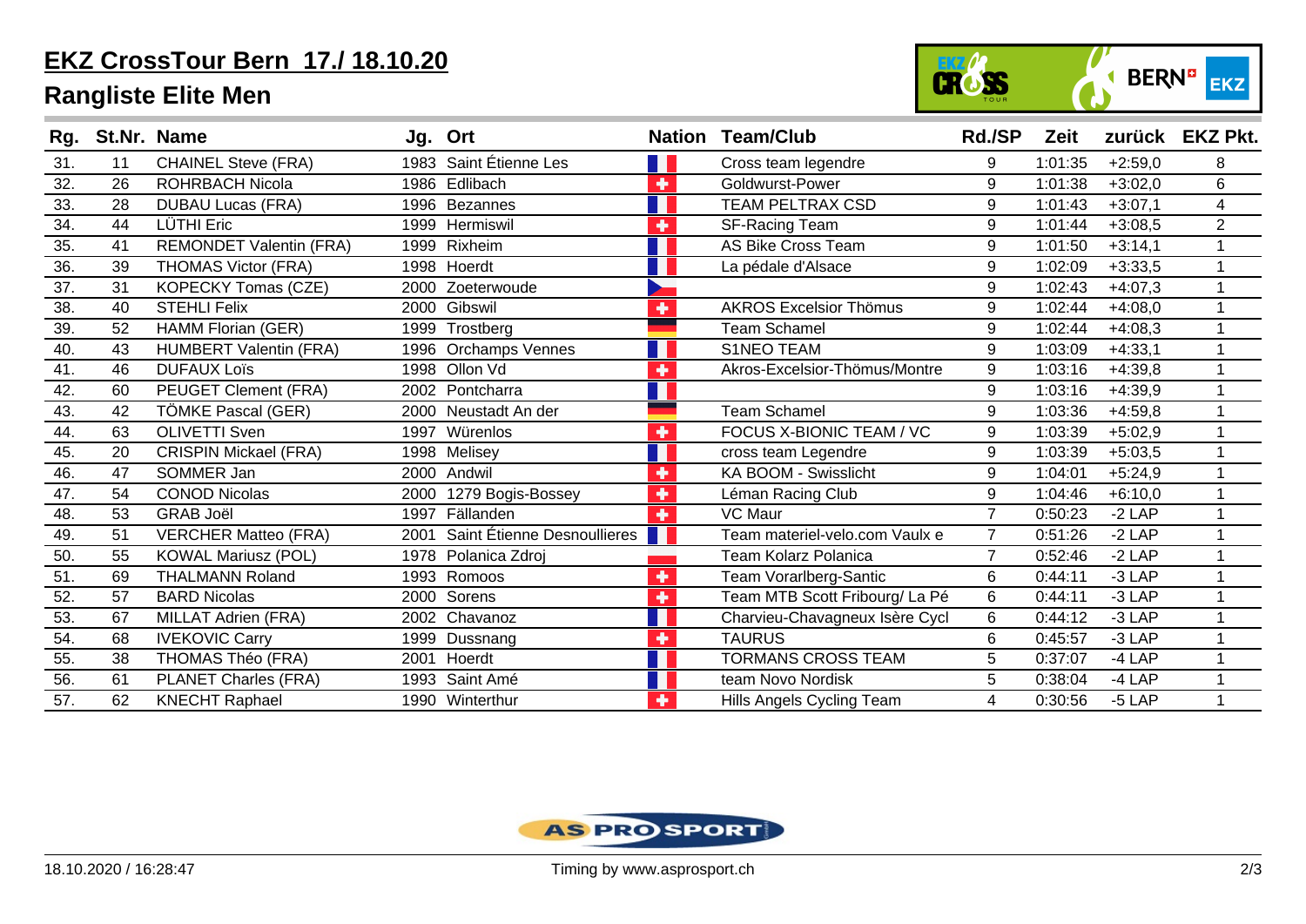# EKZ CrossTour Bern 17./ 18.10.20

## Rangliste Elite Men

| Rg. | St.Nr. | Name | Jg. | Ort | Nation | Team/Club | Rd./SP | Zeit | zurück | EKZ Pkt. |
|---|---|---|---|---|---|---|---|---|---|---|
| 31. | 11 | CHAINEL Steve (FRA) | 1983 | Saint Étienne Les | | Cross team legendre | 9 | 1:01:35 | +2:59,0 | 8 |
| 32. | 26 | ROHRBACH Nicola | 1986 | Edlibach | | Goldwurst-Power | 9 | 1:01:38 | +3:02,0 | 6 |
| 33. | 28 | DUBAU Lucas (FRA) | 1996 | Bezannes | | TEAM PELTRAX CSD | 9 | 1:01:43 | +3:07,1 | 4 |
| 34. | 44 | LÜTHI Eric | 1999 | Hermiswil | | SF-Racing Team | 9 | 1:01:44 | +3:08,5 | 2 |
| 35. | 41 | REMONDET Valentin (FRA) | 1999 | Rixheim | | AS Bike Cross Team | 9 | 1:01:50 | +3:14,1 | 1 |
| 36. | 39 | THOMAS Victor (FRA) | 1998 | Hoerdt | | La pédale d'Alsace | 9 | 1:02:09 | +3:33,5 | 1 |
| 37. | 31 | KOPECKY Tomas (CZE) | 2000 | Zoeterwoude | | | 9 | 1:02:43 | +4:07,3 | 1 |
| 38. | 40 | STEHLI Felix | 2000 | Gibswil | | AKROS Excelsior Thömus | 9 | 1:02:44 | +4:08,0 | 1 |
| 39. | 52 | HAMM Florian (GER) | 1999 | Trostberg | | Team Schamel | 9 | 1:02:44 | +4:08,3 | 1 |
| 40. | 43 | HUMBERT Valentin (FRA) | 1996 | Orchamps Vennes | | S1NEO TEAM | 9 | 1:03:09 | +4:33,1 | 1 |
| 41. | 46 | DUFAUX Loïs | 1998 | Ollon Vd | | Akros-Excelsior-Thömus/Montre | 9 | 1:03:16 | +4:39,8 | 1 |
| 42. | 60 | PEUGET Clement (FRA) | 2002 | Pontcharra | | | 9 | 1:03:16 | +4:39,9 | 1 |
| 43. | 42 | TÖMKE Pascal (GER) | 2000 | Neustadt An der | | Team Schamel | 9 | 1:03:36 | +4:59,8 | 1 |
| 44. | 63 | OLIVETTI Sven | 1997 | Würenlos | | FOCUS X-BIONIC TEAM / VC | 9 | 1:03:39 | +5:02,9 | 1 |
| 45. | 20 | CRISPIN Mickael (FRA) | 1998 | Melisey | | cross team Legendre | 9 | 1:03:39 | +5:03,5 | 1 |
| 46. | 47 | SOMMER Jan | 2000 | Andwil | | KA BOOM - Swisslicht | 9 | 1:04:01 | +5:24,9 | 1 |
| 47. | 54 | CONOD Nicolas | 2000 | 1279 Bogis-Bossey | | Léman Racing Club | 9 | 1:04:46 | +6:10,0 | 1 |
| 48. | 53 | GRAB Joël | 1997 | Fällanden | | VC Maur | 7 | 0:50:23 | -2 LAP | 1 |
| 49. | 51 | VERCHER Matteo (FRA) | 2001 | Saint Étienne Desnoullieres | | Team materiel-velo.com Vaulx e | 7 | 0:51:26 | -2 LAP | 1 |
| 50. | 55 | KOWAL Mariusz (POL) | 1978 | Polanica Zdroj | | Team Kolarz Polanica | 7 | 0:52:46 | -2 LAP | 1 |
| 51. | 69 | THALMANN Roland | 1993 | Romoos | | Team Vorarlberg-Santic | 6 | 0:44:11 | -3 LAP | 1 |
| 52. | 57 | BARD Nicolas | 2000 | Sorens | | Team MTB Scott Fribourg/ La Pé | 6 | 0:44:11 | -3 LAP | 1 |
| 53. | 67 | MILLAT Adrien (FRA) | 2002 | Chavanoz | | Charvieu-Chavagneux Isère Cycl | 6 | 0:44:12 | -3 LAP | 1 |
| 54. | 68 | IVEKOVIC Carry | 1999 | Dussnang | | TAURUS | 6 | 0:45:57 | -3 LAP | 1 |
| 55. | 38 | THOMAS Théo (FRA) | 2001 | Hoerdt | | TORMANS CROSS TEAM | 5 | 0:37:07 | -4 LAP | 1 |
| 56. | 61 | PLANET Charles (FRA) | 1993 | Saint Amé | | team Novo Nordisk | 5 | 0:38:04 | -4 LAP | 1 |
| 57. | 62 | KNECHT Raphael | 1990 | Winterthur | | Hills Angels Cycling Team | 4 | 0:30:56 | -5 LAP | 1 |

18.10.2020 / 16:28:47 — Timing by www.asprosport.ch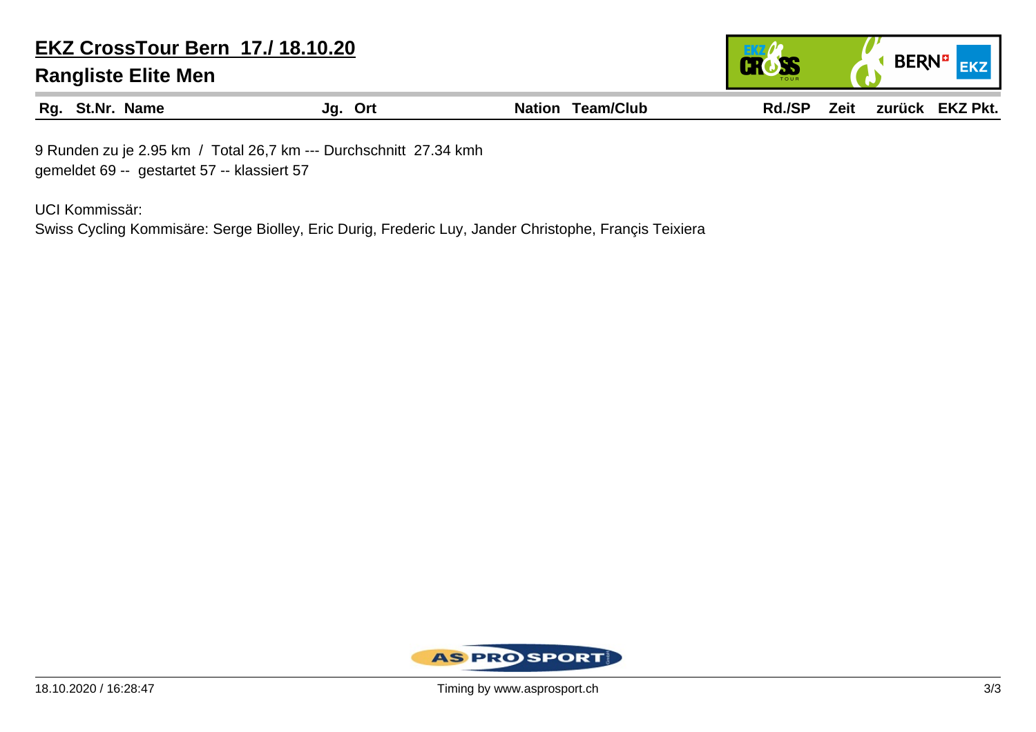9 Runden zu je 2.95 km / Total 26,7 km --- Durchschnitt 27.34 kmh
gemeldet 69 -- gestartet 57 -- klassiert 57

UCI Kommissär:
Swiss Cycling Kommisäre: Serge Biolley, Eric Durig, Frederic Luy, Jander Christophe, Françis Teixiera